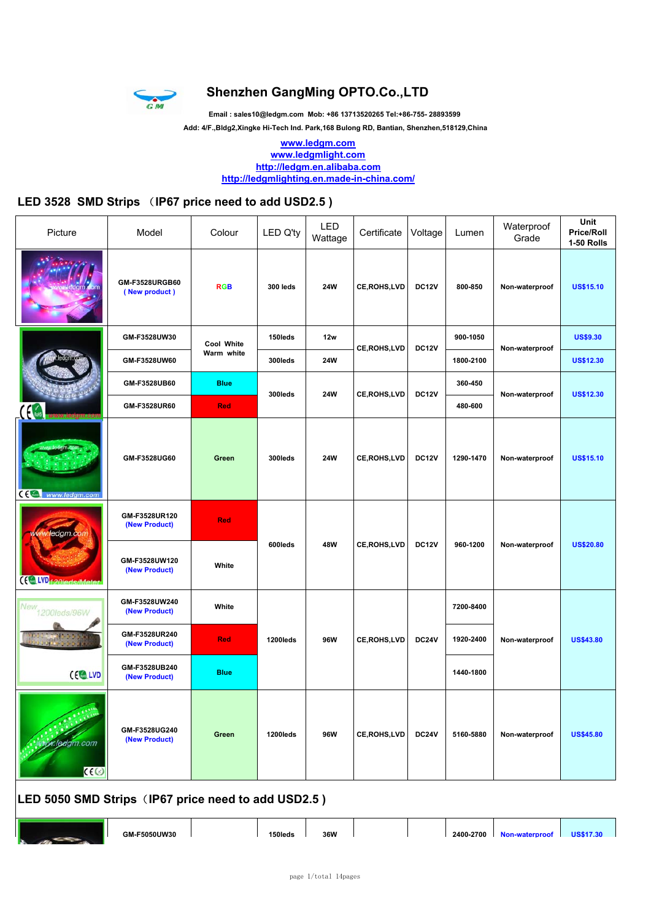# Shenzhen GangMing OPTO.Co.,LTD

Email : sales10@ledgm.com Mob: +86 13713520265 Tel:+86-755- 28893599

Add: 4/F.,Bldg2,Xingke Hi-Tech Ind. Park,168 Bulong RD, Bantian, Shenzhen,518129,China

www.ledgm.com
www.ledgmlight.com
http://ledgm.en.alibaba.com
http://ledgmlighting.en.made-in-china.com/

## LED 3528 SMD Strips （IP67 price need to add USD2.5 )

| Picture | Model | Colour | LED Q'ty | LED Wattage | Certificate | Voltage | Lumen | Waterproof Grade | Unit Price/Roll 1-50 Rolls |
|---|---|---|---|---|---|---|---|---|---|
| | GM-F3528URGB60 ( New product ) | RGB | 300 leds | 24W | CE,ROHS,LVD | DC12V | 800-850 | Non-waterproof | US$15.10 |
| | GM-F3528UW30 | Cool White Warm white | 150leds | 12w | CE,ROHS,LVD | DC12V | 900-1050 | Non-waterproof | US$9.30 |
| | GM-F3528UW60 | | 300leds | 24W | | | 1800-2100 | | US$12.30 |
| | GM-F3528UB60 | Blue | 300leds | 24W | CE,ROHS,LVD | DC12V | 360-450 | Non-waterproof | US$12.30 |
| | GM-F3528UR60 | Red | | | | | 480-600 | | |
| | GM-F3528UG60 | Green | 300leds | 24W | CE,ROHS,LVD | DC12V | 1290-1470 | Non-waterproof | US$15.10 |
| | GM-F3528UR120 (New Product) | Red | 600leds | 48W | CE,ROHS,LVD | DC12V | 960-1200 | Non-waterproof | US$20.80 |
| | GM-F3528UW120 (New Product) | White | | | | | | | |
| | GM-F3528UW240 (New Product) | White | 1200leds | 96W | CE,ROHS,LVD | DC24V | 7200-8400 | Non-waterproof | US$43.80 |
| | GM-F3528UR240 (New Product) | Red | | | | | 1920-2400 | | |
| | GM-F3528UB240 (New Product) | Blue | | | | | 1440-1800 | | |
| | GM-F3528UG240 (New Product) | Green | 1200leds | 96W | CE,ROHS,LVD | DC24V | 5160-5880 | Non-waterproof | US$45.80 |

## LED 5050 SMD Strips（IP67 price need to add USD2.5 )

| Picture | Model | Colour | LED Q'ty | LED Wattage | Certificate | Voltage | Lumen | Waterproof Grade | Unit Price/Roll 1-50 Rolls |
|---|---|---|---|---|---|---|---|---|---|
| | GM-F5050UW30 | | 150leds | 36W | | | 2400-2700 | Non-waterproof | US$17.30 |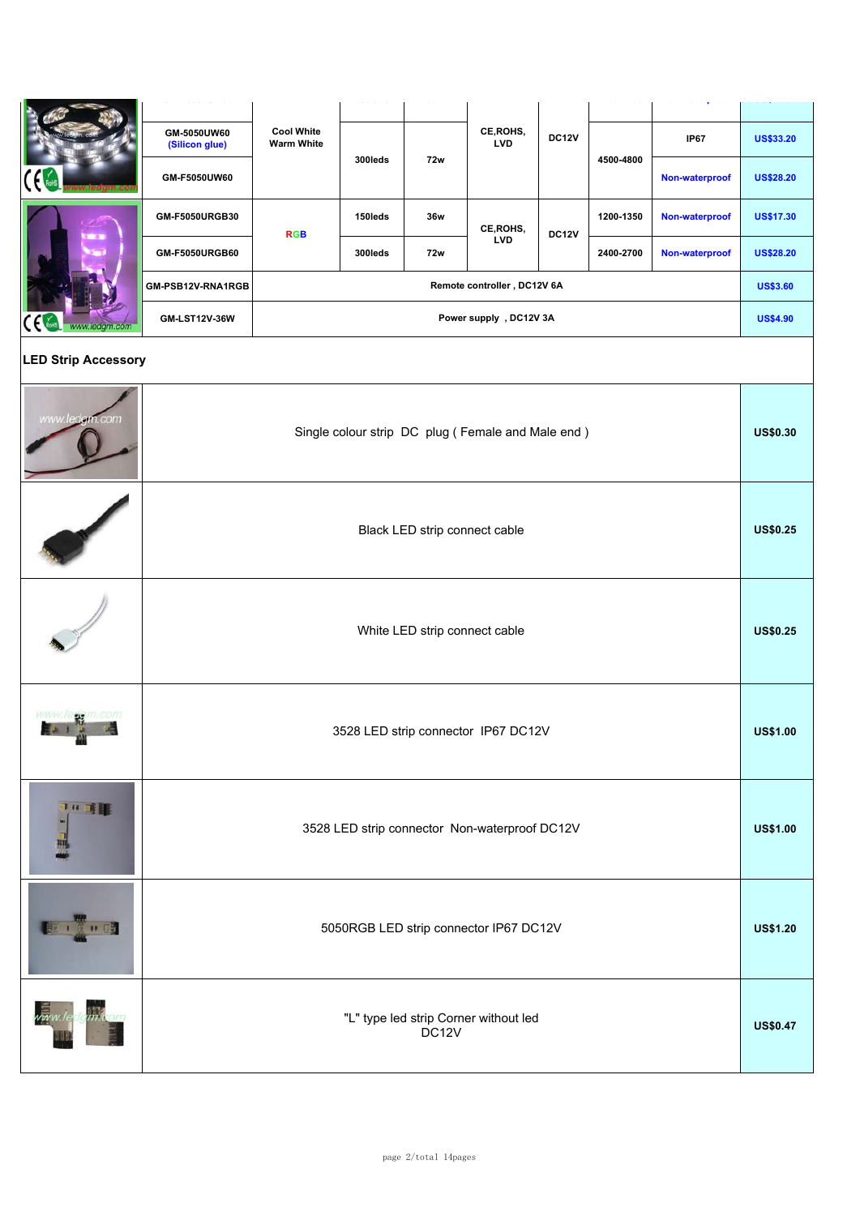| | Model | Color | LEDs | Power | Certification | Voltage | Lumen | Waterproof | Price |
|---|---|---|---|---|---|---|---|---|---|
| | GM-5050UW60 (Silicon glue) | Cool White Warm White | 300leds | 72w | CE,ROHS, LVD | DC12V | 4500-4800 | IP67 | US$33.20 |
| | GM-F5050UW60 | | | | | | | Non-waterproof | US$28.20 |
| | GM-F5050URGB30 | RGB | 150leds | 36w | CE,ROHS, LVD | DC12V | 1200-1350 | Non-waterproof | US$17.30 |
| | GM-F5050URGB60 | | 300leds | 72w | | | 2400-2700 | Non-waterproof | US$28.20 |
| | GM-PSB12V-RNA1RGB | Remote controller , DC12V 6A | | | | | | | US$3.60 |
| | GM-LST12V-36W | Power supply , DC12V 3A | | | | | | | US$4.90 |

## LED Strip Accessory

| | Description | Price |
|---|---|---|
| | Single colour strip DC plug ( Female and Male end ) | US$0.30 |
| | Black LED strip connect cable | US$0.25 |
| | White LED strip connect cable | US$0.25 |
| | 3528 LED strip connector IP67 DC12V | US$1.00 |
| | 3528 LED strip connector Non-waterproof DC12V | US$1.00 |
| | 5050RGB LED strip connector IP67 DC12V | US$1.20 |
| | "L" type led strip Corner without led DC12V | US$0.47 |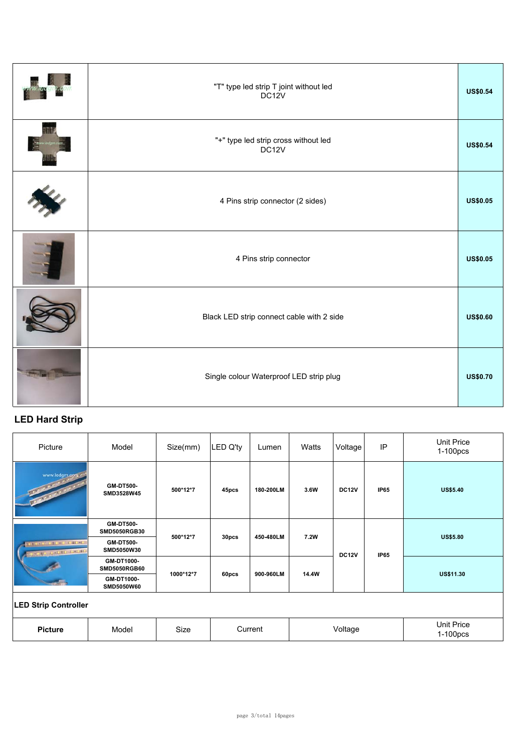| | | |
|---|---|---|
| | "T" type led strip T joint without led DC12V | **US$0.54** |
| | "+" type led strip cross without led DC12V | **US$0.54** |
| | 4 Pins strip connector (2 sides) | **US$0.05** |
| | 4 Pins strip connector | **US$0.05** |
| | Black LED strip connect cable with 2 side | **US$0.60** |
| | Single colour Waterproof LED strip plug | **US$0.70** |

## LED Hard Strip

| Picture | Model | Size(mm) | LED Q'ty | Lumen | Watts | Voltage | IP | Unit Price 1-100pcs |
|---|---|---|---|---|---|---|---|---|
| | **GM-DT500-SMD3528W45** | **500*12*7** | **45pcs** | **180-200LM** | **3.6W** | **DC12V** | **IP65** | **US$5.40** |
| | **GM-DT500-SMD5050RGB30** | **500*12*7** | **30pcs** | **450-480LM** | **7.2W** | **DC12V** | **IP65** | **US$5.80** |
| | **GM-DT500-SMD5050W30** | | | | | | | |
| | **GM-DT1000-SMD5050RGB60** | **1000*12*7** | **60pcs** | **900-960LM** | **14.4W** | | | **US$11.30** |
| | **GM-DT1000-SMD5050W60** | | | | | | | |

**LED Strip Controller**

| **Picture** | Model | Size | Current | Voltage | Unit Price 1-100pcs |
|---|---|---|---|---|---|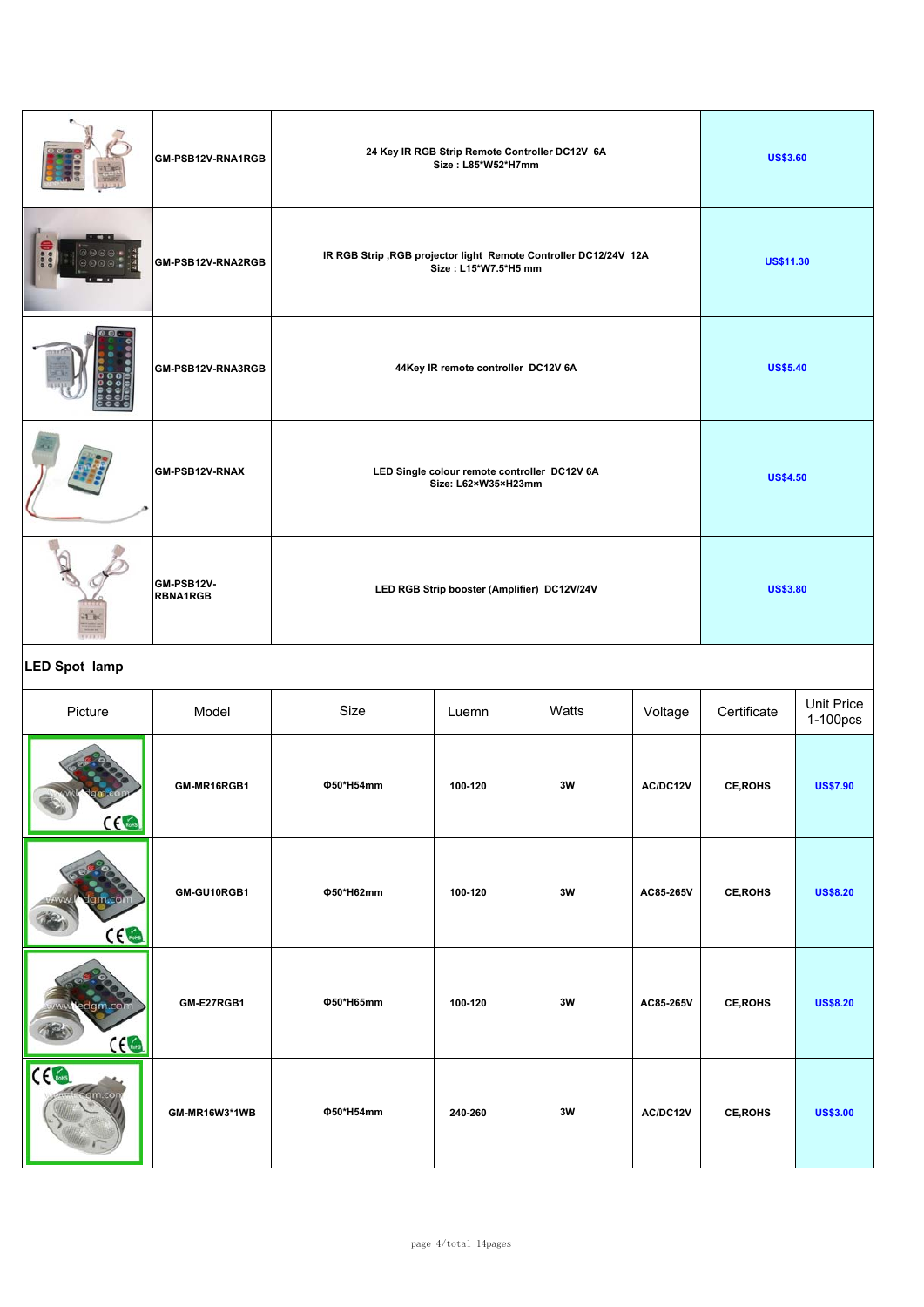| | | | |
|---|---|---|---|
| | GM-PSB12V-RNA1RGB | 24 Key IR RGB Strip Remote Controller DC12V 6A<br>Size : L85*W52*H7mm | US$3.60 |
| | GM-PSB12V-RNA2RGB | IR RGB Strip ,RGB projector light Remote Controller DC12/24V 12A<br>Size : L15*W7.5*H5 mm | US$11.30 |
| | GM-PSB12V-RNA3RGB | 44Key IR remote controller DC12V 6A | US$5.40 |
| | GM-PSB12V-RNAX | LED Single colour remote controller DC12V 6A<br>Size: L62×W35×H23mm | US$4.50 |
| | GM-PSB12V-RBNA1RGB | LED RGB Strip booster (Amplifier) DC12V/24V | US$3.80 |

**LED Spot lamp**

| Picture | Model | Size | Luemn | Watts | Voltage | Certificate | Unit Price 1-100pcs |
|---|---|---|---|---|---|---|---|
| | GM-MR16RGB1 | Φ50*H54mm | 100-120 | 3W | AC/DC12V | CE,ROHS | US$7.90 |
| | GM-GU10RGB1 | Φ50*H62mm | 100-120 | 3W | AC85-265V | CE,ROHS | US$8.20 |
| | GM-E27RGB1 | Φ50*H65mm | 100-120 | 3W | AC85-265V | CE,ROHS | US$8.20 |
| | GM-MR16W3*1WB | Φ50*H54mm | 240-260 | 3W | AC/DC12V | CE,ROHS | US$3.00 |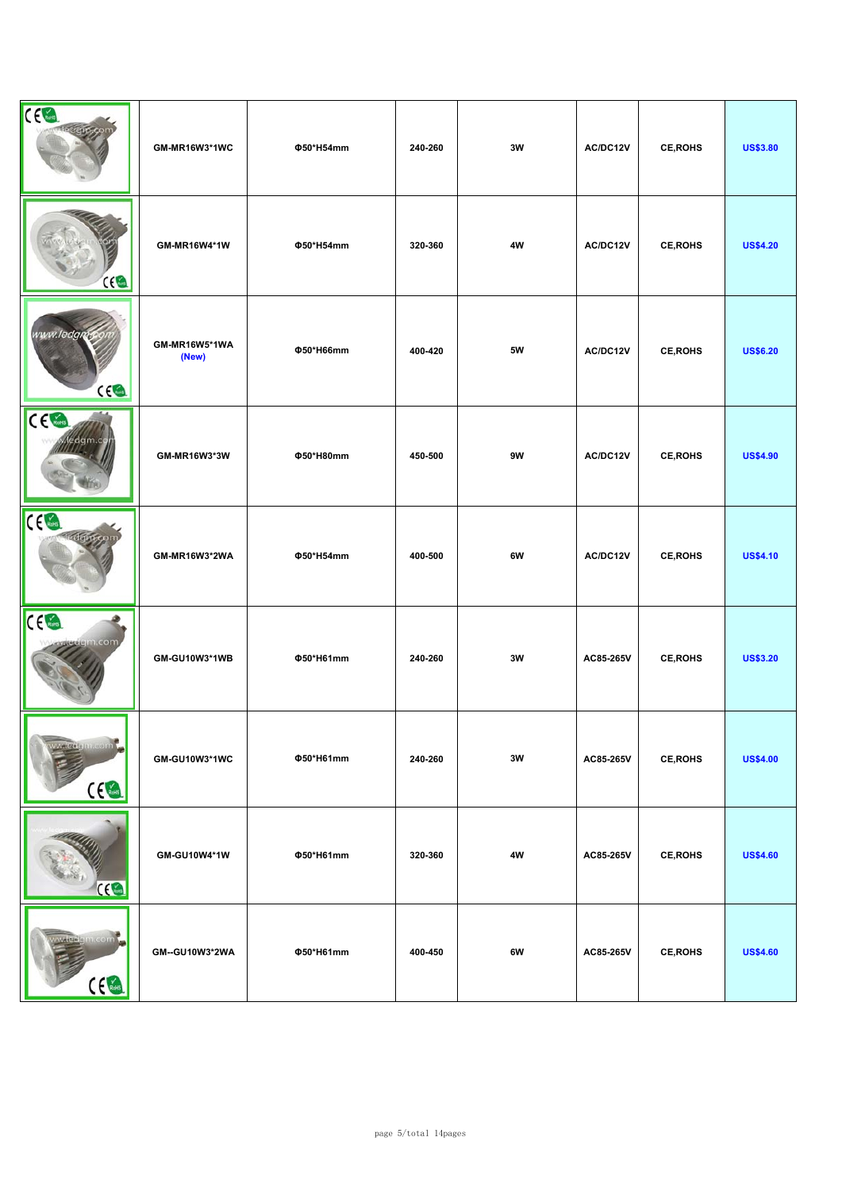| | GM-MR16W3*1WC | Φ50*H54mm | 240-260 | 3W | AC/DC12V | CE,ROHS | US$3.80 |
|---|---|---|---|---|---|---|---|
| | GM-MR16W4*1W | Φ50*H54mm | 320-360 | 4W | AC/DC12V | CE,ROHS | US$4.20 |
| | GM-MR16W5*1WA (New) | Φ50*H66mm | 400-420 | 5W | AC/DC12V | CE,ROHS | US$6.20 |
| | GM-MR16W3*3W | Φ50*H80mm | 450-500 | 9W | AC/DC12V | CE,ROHS | US$4.90 |
| | GM-MR16W3*2WA | Φ50*H54mm | 400-500 | 6W | AC/DC12V | CE,ROHS | US$4.10 |
| | GM-GU10W3*1WB | Φ50*H61mm | 240-260 | 3W | AC85-265V | CE,ROHS | US$3.20 |
| | GM-GU10W3*1WC | Φ50*H61mm | 240-260 | 3W | AC85-265V | CE,ROHS | US$4.00 |
| | GM-GU10W4*1W | Φ50*H61mm | 320-360 | 4W | AC85-265V | CE,ROHS | US$4.60 |
| | GM--GU10W3*2WA | Φ50*H61mm | 400-450 | 6W | AC85-265V | CE,ROHS | US$4.60 |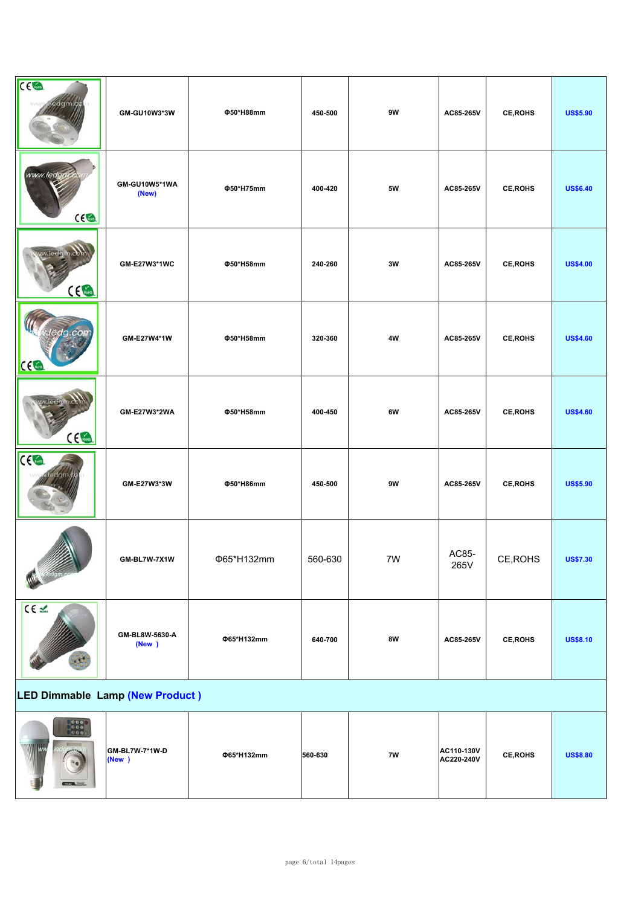|  | GM-GU10W3*3W | Φ50*H88mm | 450-500 | 9W | AC85-265V | CE,ROHS | US$5.90 |
|---|---|---|---|---|---|---|---|
|  | GM-GU10W5*1WA (New) | Φ50*H75mm | 400-420 | 5W | AC85-265V | CE,ROHS | US$6.40 |
|  | GM-E27W3*1WC | Φ50*H58mm | 240-260 | 3W | AC85-265V | CE,ROHS | US$4.00 |
|  | GM-E27W4*1W | Φ50*H58mm | 320-360 | 4W | AC85-265V | CE,ROHS | US$4.60 |
|  | GM-E27W3*2WA | Φ50*H58mm | 400-450 | 6W | AC85-265V | CE,ROHS | US$4.60 |
|  | GM-E27W3*3W | Φ50*H86mm | 450-500 | 9W | AC85-265V | CE,ROHS | US$5.90 |
|  | GM-BL7W-7X1W | Φ65*H132mm | 560-630 | 7W | AC85-265V | CE,ROHS | US$7.30 |
|  | GM-BL8W-5630-A (New ) | Φ65*H132mm | 640-700 | 8W | AC85-265V | CE,ROHS | US$8.10 |
| **LED Dimmable Lamp (New Product )** |  |  |  |  |  |  |  |
|  | GM-BL7W-7*1W-D (New ) | Φ65*H132mm | 560-630 | 7W | AC110-130V AC220-240V | CE,ROHS | US$8.80 |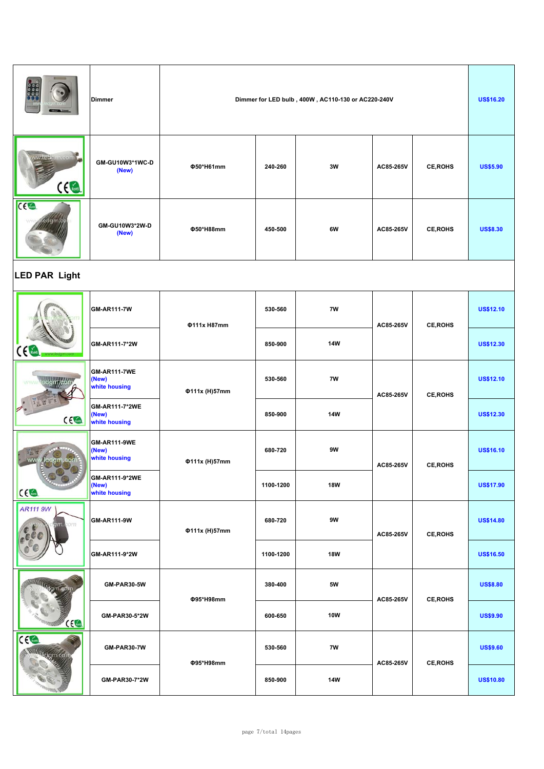| | Dimmer | Dimmer for LED bulb , 400W , AC110-130 or AC220-240V | | | | | US$16.20 |
|---|---|---|---|---|---|---|---|
| | GM-GU10W3*1WC-D (New) | Φ50*H61mm | 240-260 | 3W | AC85-265V | CE,ROHS | US$5.90 |
| | GM-GU10W3*2W-D (New) | Φ50*H88mm | 450-500 | 6W | AC85-265V | CE,ROHS | US$8.30 |

## LED PAR Light

| | | | | | | | |
|---|---|---|---|---|---|---|---|
| | GM-AR111-7W | Φ111x H87mm | 530-560 | 7W | AC85-265V | CE,ROHS | US$12.10 |
| | GM-AR111-7*2W | | 850-900 | 14W | | | US$12.30 |
| | GM-AR111-7WE (New) white housing | Φ111x (H)57mm | 530-560 | 7W | AC85-265V | CE,ROHS | US$12.10 |
| | GM-AR111-7*2WE (New) white housing | | 850-900 | 14W | | | US$12.30 |
| | GM-AR111-9WE (New) white housing | Φ111x (H)57mm | 680-720 | 9W | AC85-265V | CE,ROHS | US$16.10 |
| | GM-AR111-9*2WE (New) white housing | | 1100-1200 | 18W | | | US$17.90 |
| AR111 9W | GM-AR111-9W | Φ111x (H)57mm | 680-720 | 9W | AC85-265V | CE,ROHS | US$14.80 |
| | GM-AR111-9*2W | | 1100-1200 | 18W | | | US$16.50 |
| | GM-PAR30-5W | Φ95*H98mm | 380-400 | 5W | AC85-265V | CE,ROHS | US$8.80 |
| | GM-PAR30-5*2W | | 600-650 | 10W | | | US$9.90 |
| | GM-PAR30-7W | Φ95*H98mm | 530-560 | 7W | AC85-265V | CE,ROHS | US$9.60 |
| | GM-PAR30-7*2W | | 850-900 | 14W | | | US$10.80 |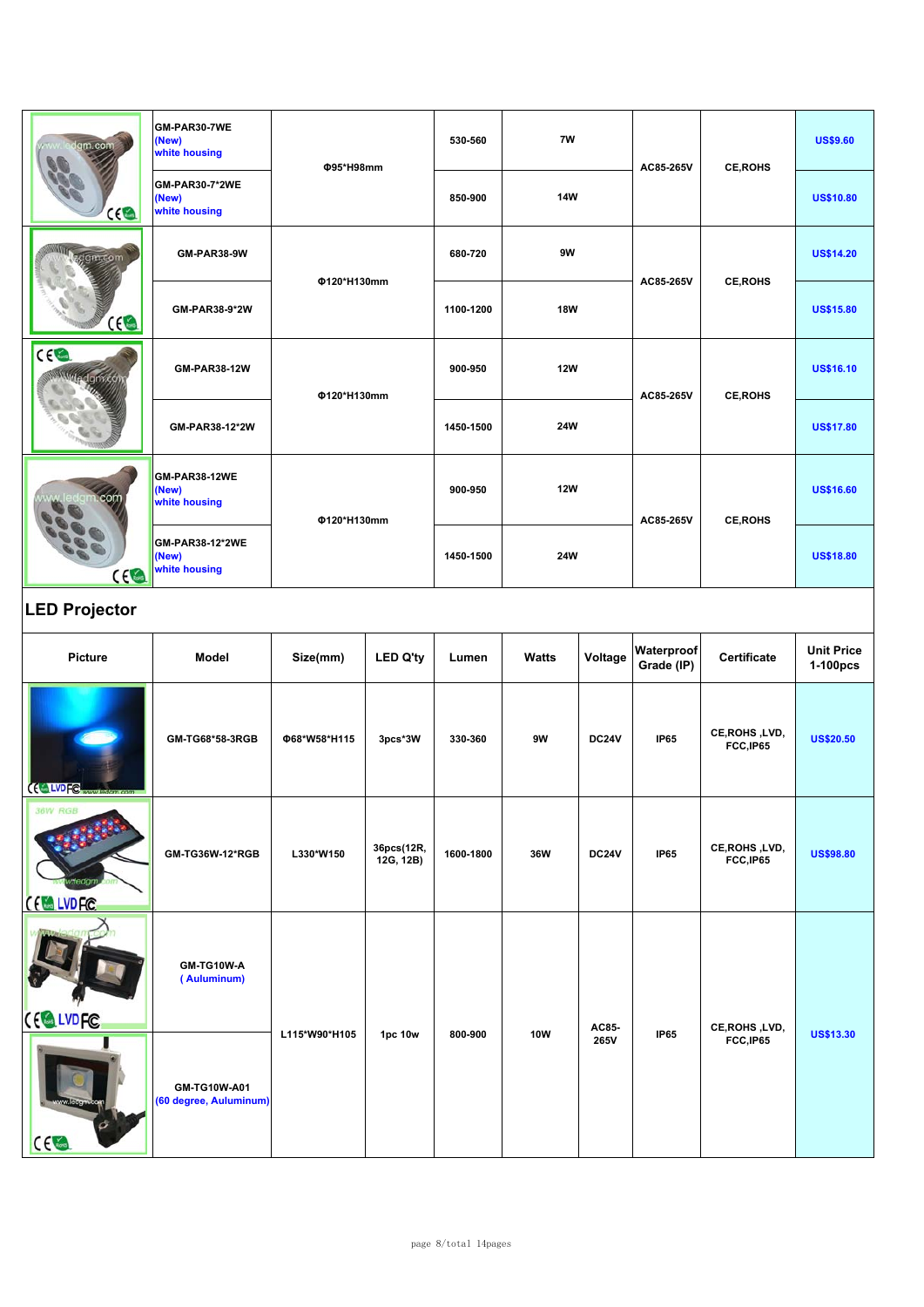| Picture | Model | Size(mm) | Lumen | Watts | Voltage | Certificate | Unit Price |
|---|---|---|---|---|---|---|---|
| | GM-PAR30-7WE (New) white housing | Φ95*H98mm | 530-560 | 7W | AC85-265V | CE,ROHS | US$9.60 |
| | GM-PAR30-7*2WE (New) white housing | | 850-900 | 14W | | | US$10.80 |
| | GM-PAR38-9W | Φ120*H130mm | 680-720 | 9W | AC85-265V | CE,ROHS | US$14.20 |
| | GM-PAR38-9*2W | | 1100-1200 | 18W | | | US$15.80 |
| | GM-PAR38-12W | Φ120*H130mm | 900-950 | 12W | AC85-265V | CE,ROHS | US$16.10 |
| | GM-PAR38-12*2W | | 1450-1500 | 24W | | | US$17.80 |
| | GM-PAR38-12WE (New) white housing | Φ120*H130mm | 900-950 | 12W | AC85-265V | CE,ROHS | US$16.60 |
| | GM-PAR38-12*2WE (New) white housing | | 1450-1500 | 24W | | | US$18.80 |

## LED Projector

| Picture | Model | Size(mm) | LED Q'ty | Lumen | Watts | Voltage | Waterproof Grade (IP) | Certificate | Unit Price 1-100pcs |
|---|---|---|---|---|---|---|---|---|---|
| | GM-TG68*58-3RGB | Φ68*W58*H115 | 3pcs*3W | 330-360 | 9W | DC24V | IP65 | CE,ROHS ,LVD, FCC,IP65 | US$20.50 |
| | GM-TG36W-12*RGB | L330*W150 | 36pcs(12R, 12G, 12B) | 1600-1800 | 36W | DC24V | IP65 | CE,ROHS ,LVD, FCC,IP65 | US$98.80 |
| | GM-TG10W-A ( Auluminum) | L115*W90*H105 | 1pc 10w | 800-900 | 10W | AC85-265V | IP65 | CE,ROHS ,LVD, FCC,IP65 | US$13.30 |
| | GM-TG10W-A01 (60 degree, Auluminum) | | | | | | | | |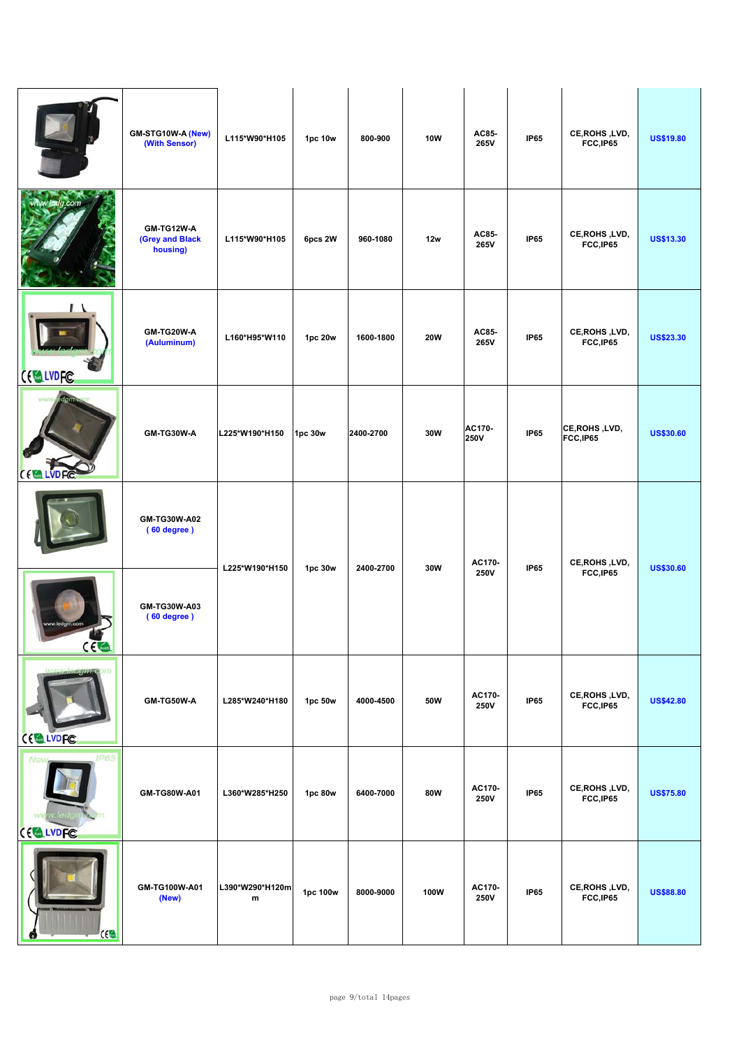| | | | | | | | | | |
|---|---|---|---|---|---|---|---|---|---|
| | GM-STG10W-A (New) (With Sensor) | L115*W90*H105 | 1pc 10w | 800-900 | 10W | AC85-265V | IP65 | CE,ROHS ,LVD, FCC,IP65 | US$19.80 |
| | GM-TG12W-A (Grey and Black housing) | L115*W90*H105 | 6pcs 2W | 960-1080 | 12w | AC85-265V | IP65 | CE,ROHS ,LVD, FCC,IP65 | US$13.30 |
| | GM-TG20W-A (Auluminum) | L160*H95*W110 | 1pc 20w | 1600-1800 | 20W | AC85-265V | IP65 | CE,ROHS ,LVD, FCC,IP65 | US$23.30 |
| | GM-TG30W-A | L225*W190*H150 | 1pc 30w | 2400-2700 | 30W | AC170-250V | IP65 | CE,ROHS ,LVD, FCC,IP65 | US$30.60 |
| | GM-TG30W-A02 ( 60 degree ) | L225*W190*H150 | 1pc 30w | 2400-2700 | 30W | AC170-250V | IP65 | CE,ROHS ,LVD, FCC,IP65 | US$30.60 |
| | GM-TG30W-A03 ( 60 degree ) | | | | | | | | |
| | GM-TG50W-A | L285*W240*H180 | 1pc 50w | 4000-4500 | 50W | AC170-250V | IP65 | CE,ROHS ,LVD, FCC,IP65 | US$42.80 |
| | GM-TG80W-A01 | L360*W285*H250 | 1pc 80w | 6400-7000 | 80W | AC170-250V | IP65 | CE,ROHS ,LVD, FCC,IP65 | US$75.80 |
| | GM-TG100W-A01 (New) | L390*W290*H120mm | 1pc 100w | 8000-9000 | 100W | AC170-250V | IP65 | CE,ROHS ,LVD, FCC,IP65 | US$88.80 |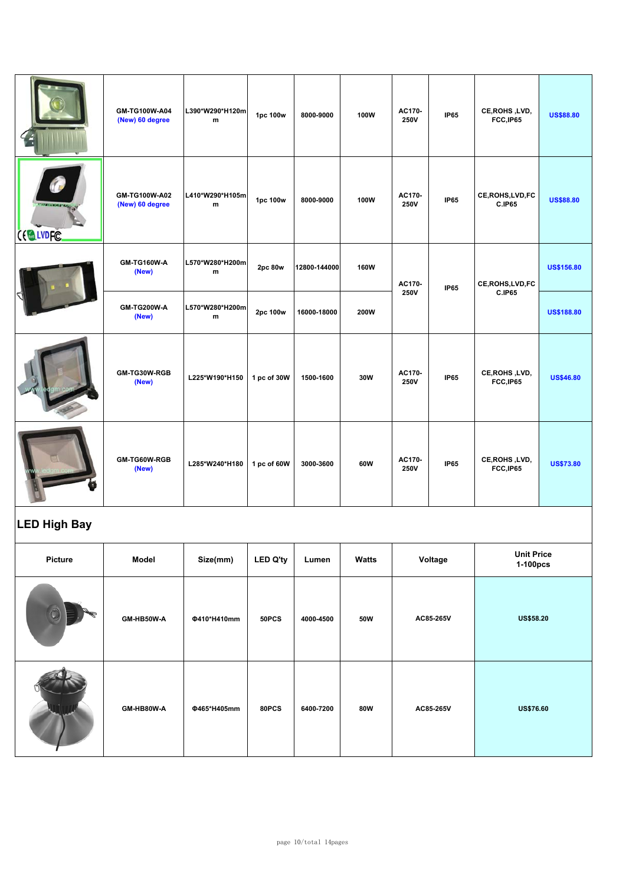| | | | | | | | | | |
|---|---|---|---|---|---|---|---|---|---|
| | GM-TG100W-A04 (New) 60 degree | L390*W290*H120mm | 1pc 100w | 8000-9000 | 100W | AC170-250V | IP65 | CE,ROHS ,LVD, FCC,IP65 | US$88.80 |
| | GM-TG100W-A02 (New) 60 degree | L410*W290*H105mm | 1pc 100w | 8000-9000 | 100W | AC170-250V | IP65 | CE,ROHS,LVD,FCC.IP65 | US$88.80 |
| | GM-TG160W-A (New) | L570*W280*H200mm | 2pc 80w | 12800-144000 | 160W | AC170-250V | IP65 | CE,ROHS,LVD,FCC.IP65 | US$156.80 |
| | GM-TG200W-A (New) | L570*W280*H200mm | 2pc 100w | 16000-18000 | 200W | | | | US$188.80 |
| | GM-TG30W-RGB (New) | L225*W190*H150 | 1 pc of 30W | 1500-1600 | 30W | AC170-250V | IP65 | CE,ROHS ,LVD, FCC,IP65 | US$46.80 |
| | GM-TG60W-RGB (New) | L285*W240*H180 | 1 pc of 60W | 3000-3600 | 60W | AC170-250V | IP65 | CE,ROHS ,LVD, FCC,IP65 | US$73.80 |

## LED High Bay

| Picture | Model | Size(mm) | LED Q'ty | Lumen | Watts | Voltage | Unit Price 1-100pcs |
|---|---|---|---|---|---|---|---|
| | GM-HB50W-A | Φ410*H410mm | 50PCS | 4000-4500 | 50W | AC85-265V | US$58.20 |
| | GM-HB80W-A | Φ465*H405mm | 80PCS | 6400-7200 | 80W | AC85-265V | US$76.60 |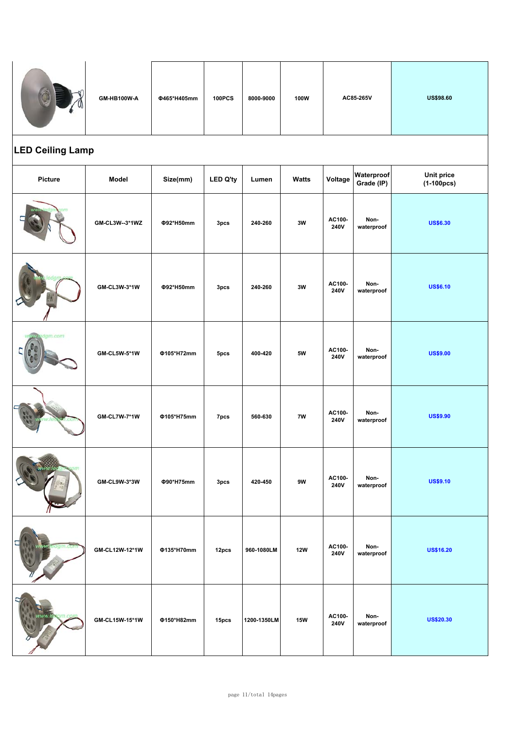| Picture | Model | Size(mm) | LED Q'ty | Lumen | Watts | Voltage | | Unit price |
|---|---|---|---|---|---|---|---|---|
| | GM-HB100W-A | Φ465*H405mm | 100PCS | 8000-9000 | 100W | AC85-265V | | US$98.60 |

## LED Ceiling Lamp

| Picture | Model | Size(mm) | LED Q'ty | Lumen | Watts | Voltage | Waterproof Grade (IP) | Unit price (1-100pcs) |
|---|---|---|---|---|---|---|---|---|
| | GM-CL3W--3*1WZ | Φ92*H50mm | 3pcs | 240-260 | 3W | AC100-240V | Non-waterproof | US$6.30 |
| | GM-CL3W-3*1W | Φ92*H50mm | 3pcs | 240-260 | 3W | AC100-240V | Non-waterproof | US$6.10 |
| | GM-CL5W-5*1W | Φ105*H72mm | 5pcs | 400-420 | 5W | AC100-240V | Non-waterproof | US$9.00 |
| | GM-CL7W-7*1W | Φ105*H75mm | 7pcs | 560-630 | 7W | AC100-240V | Non-waterproof | US$9.90 |
| | GM-CL9W-3*3W | Φ90*H75mm | 3pcs | 420-450 | 9W | AC100-240V | Non-waterproof | US$9.10 |
| | GM-CL12W-12*1W | Φ135*H70mm | 12pcs | 960-1080LM | 12W | AC100-240V | Non-waterproof | US$16.20 |
| | GM-CL15W-15*1W | Φ150*H82mm | 15pcs | 1200-1350LM | 15W | AC100-240V | Non-waterproof | US$20.30 |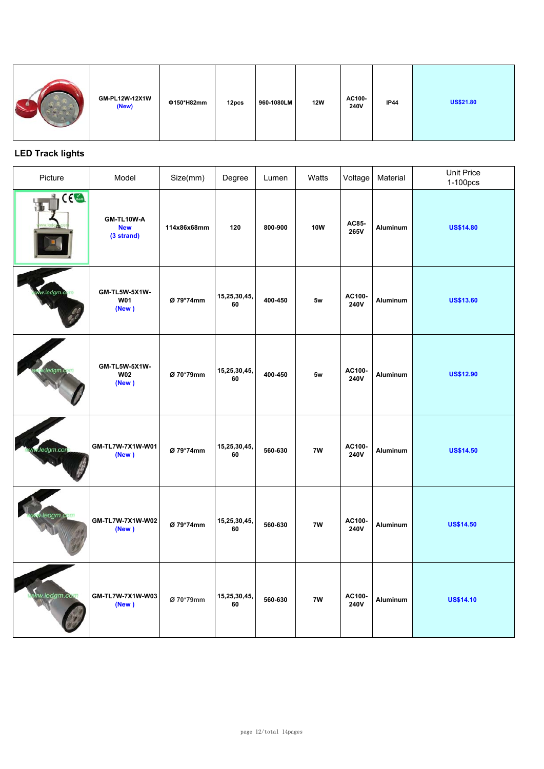| | GM-PL12W-12X1W (New) | Φ150*H82mm | 12pcs | 960-1080LM | 12W | AC100-240V | IP44 | US$21.80 |
|---|---|---|---|---|---|---|---|---|

## LED Track lights

| Picture | Model | Size(mm) | Degree | Lumen | Watts | Voltage | Material | Unit Price 1-100pcs |
|---|---|---|---|---|---|---|---|---|
| | GM-TL10W-A New (3 strand) | 114x86x68mm | 120 | 800-900 | 10W | AC85-265V | Aluminum | US$14.80 |
| | GM-TL5W-5X1W-W01 (New ) | Ø 79*74mm | 15,25,30,45, 60 | 400-450 | 5w | AC100-240V | Aluminum | US$13.60 |
| | GM-TL5W-5X1W-W02 (New ) | Ø 70*79mm | 15,25,30,45, 60 | 400-450 | 5w | AC100-240V | Aluminum | US$12.90 |
| | GM-TL7W-7X1W-W01 (New ) | Ø 79*74mm | 15,25,30,45, 60 | 560-630 | 7W | AC100-240V | Aluminum | US$14.50 |
| | GM-TL7W-7X1W-W02 (New ) | Ø 79*74mm | 15,25,30,45, 60 | 560-630 | 7W | AC100-240V | Aluminum | US$14.50 |
| | GM-TL7W-7X1W-W03 (New ) | Ø 70*79mm | 15,25,30,45, 60 | 560-630 | 7W | AC100-240V | Aluminum | US$14.10 |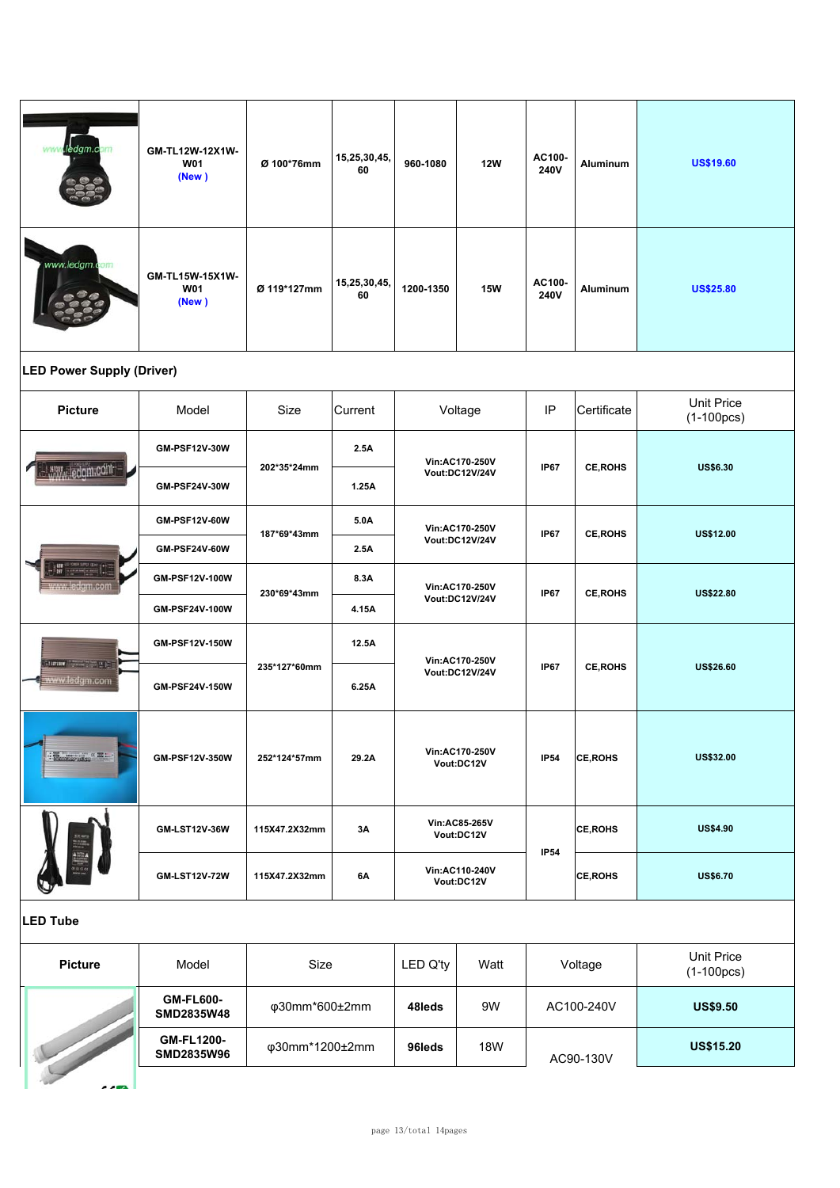| Picture | Model | Size | Beam Angle | Lumen | Watt | Voltage | Material | Unit Price |
|---|---|---|---|---|---|---|---|---|
| www.ledgm.com | GM-TL12W-12X1W-W01 (New ) | Ø 100*76mm | 15,25,30,45,60 | 960-1080 | 12W | AC100-240V | Aluminum | US$19.60 |
| www.ledgm.com | GM-TL15W-15X1W-W01 (New ) | Ø 119*127mm | 15,25,30,45,60 | 1200-1350 | 15W | AC100-240V | Aluminum | US$25.80 |

## LED Power Supply (Driver)

| Picture | Model | Size | Current | Voltage | IP | Certificate | Unit Price (1-100pcs) |
|---|---|---|---|---|---|---|---|
| | GM-PSF12V-30W | 202*35*24mm | 2.5A | Vin:AC170-250V Vout:DC12V/24V | IP67 | CE,ROHS | US$6.30 |
| | GM-PSF24V-30W | | 1.25A | | | | |
| | GM-PSF12V-60W | 187*69*43mm | 5.0A | Vin:AC170-250V Vout:DC12V/24V | IP67 | CE,ROHS | US$12.00 |
| | GM-PSF24V-60W | | 2.5A | | | | |
| | GM-PSF12V-100W | 230*69*43mm | 8.3A | Vin:AC170-250V Vout:DC12V/24V | IP67 | CE,ROHS | US$22.80 |
| | GM-PSF24V-100W | | 4.15A | | | | |
| | GM-PSF12V-150W | 235*127*60mm | 12.5A | Vin:AC170-250V Vout:DC12V/24V | IP67 | CE,ROHS | US$26.60 |
| | GM-PSF24V-150W | | 6.25A | | | | |
| | GM-PSF12V-350W | 252*124*57mm | 29.2A | Vin:AC170-250V Vout:DC12V | IP54 | CE,ROHS | US$32.00 |
| | GM-LST12V-36W | 115X47.2X32mm | 3A | Vin:AC85-265V Vout:DC12V | IP54 | CE,ROHS | US$4.90 |
| | GM-LST12V-72W | 115X47.2X32mm | 6A | Vin:AC110-240V Vout:DC12V | | CE,ROHS | US$6.70 |

## LED Tube

| Picture | Model | Size | LED Q'ty | Watt | Voltage | Unit Price (1-100pcs) |
|---|---|---|---|---|---|---|
| | **GM-FL600-SMD2835W48** | φ30mm*600±2mm | **48leds** | 9W | AC100-240V | **US$9.50** |
| | **GM-FL1200-SMD2835W96** | φ30mm*1200±2mm | **96leds** | 18W | AC90-130V | **US$15.20** |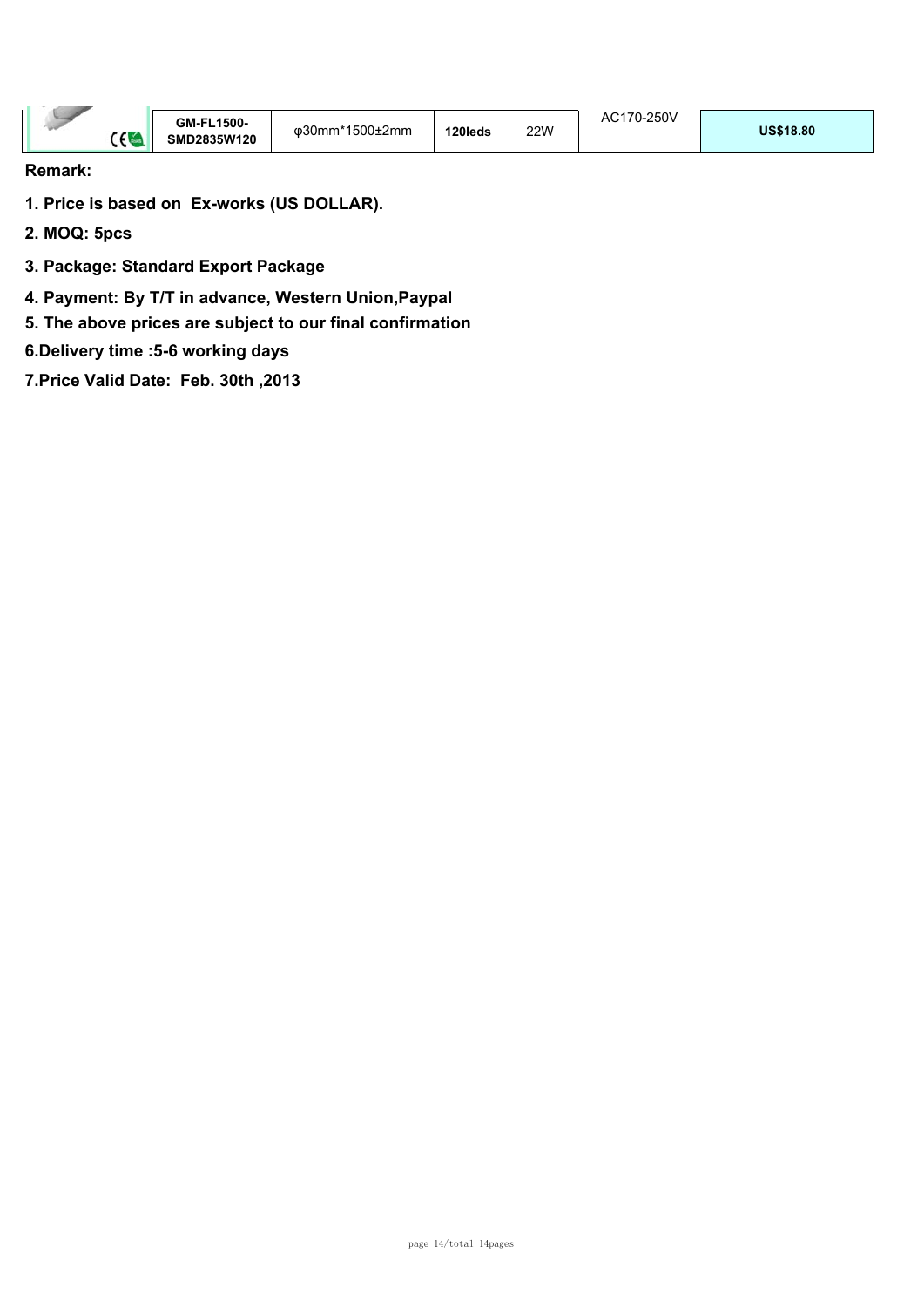| | | | | | | |
|---|---|---|---|---|---|---|
| CE | GM-FL1500-SMD2835W120 | φ30mm*1500±2mm | 120leds | 22W | AC170-250V | US$18.80 |

**Remark:**

**1. Price is based on Ex-works (US DOLLAR).**

**2. MOQ: 5pcs**

**3. Package: Standard Export Package**

**4. Payment: By T/T in advance, Western Union,Paypal**

**5. The above prices are subject to our final confirmation**

**6.Delivery time :5-6 working days**

**7.Price Valid Date: Feb. 30th ,2013**